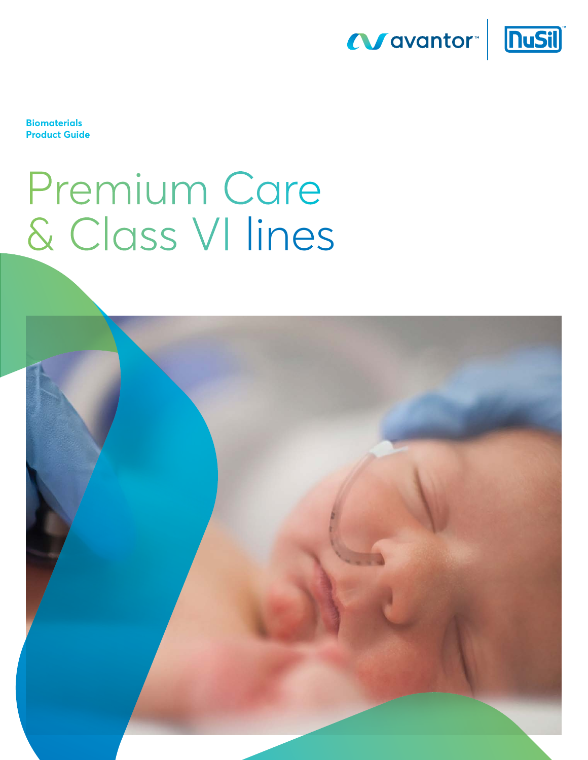avantor™ | NuSil™

**Biomaterials Product Guide**

# Premium Care & Class VI lines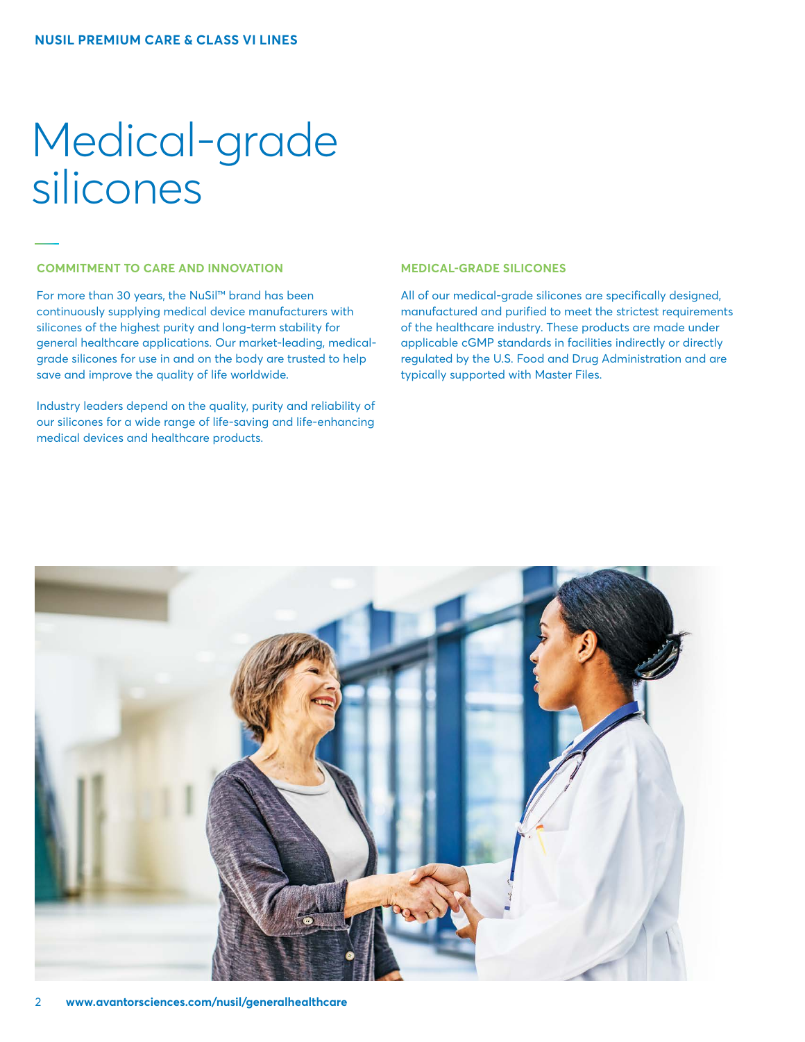# Medical-grade silicones

## COMMITMENT TO CARE AND INNOVATION

For more than 30 years, the NuSil™ brand has been continuously supplying medical device manufacturers with silicones of the highest purity and long-term stability for general healthcare applications. Our market-leading, medical-grade silicones for use in and on the body are trusted to help save and improve the quality of life worldwide.

Industry leaders depend on the quality, purity and reliability of our silicones for a wide range of life-saving and life-enhancing medical devices and healthcare products.

## MEDICAL-GRADE SILICONES

All of our medical-grade silicones are specifically designed, manufactured and purified to meet the strictest requirements of the healthcare industry. These products are made under applicable cGMP standards in facilities indirectly or directly regulated by the U.S. Food and Drug Administration and are typically supported with Master Files.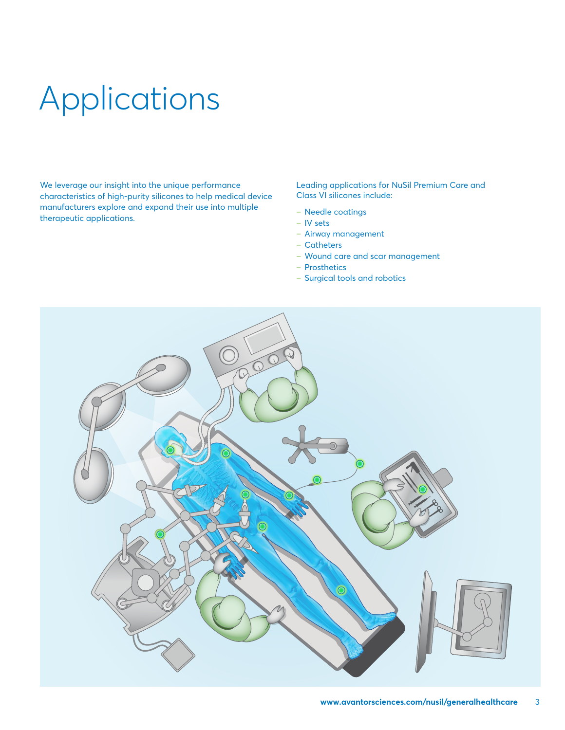# Applications

We leverage our insight into the unique performance characteristics of high-purity silicones to help medical device manufacturers explore and expand their use into multiple therapeutic applications.

Leading applications for NuSil Premium Care and Class VI silicones include:

- Needle coatings
- IV sets
- Airway management
- Catheters
- Wound care and scar management
- Prosthetics
- Surgical tools and robotics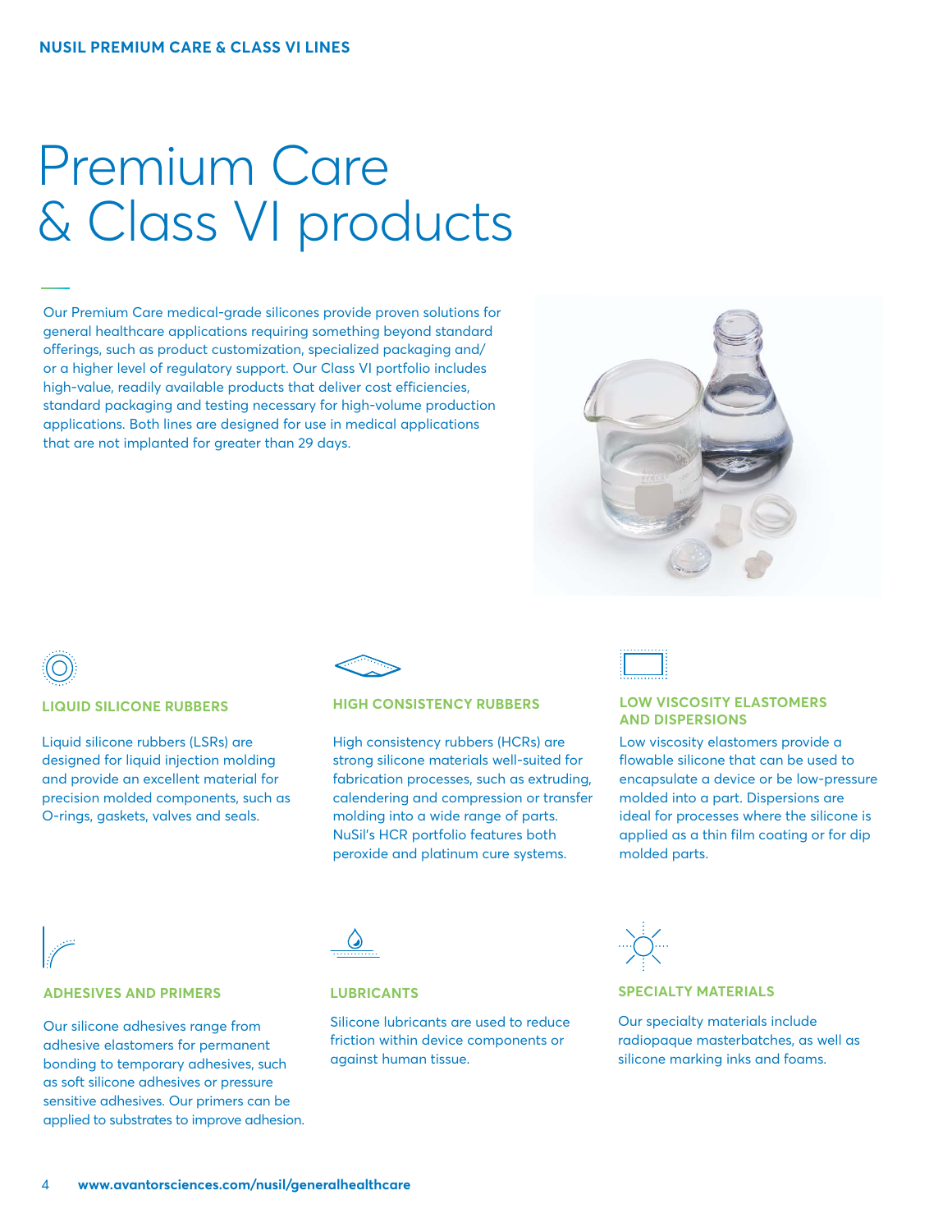# Premium Care & Class VI products

Our Premium Care medical-grade silicones provide proven solutions for general healthcare applications requiring something beyond standard offerings, such as product customization, specialized packaging and/or a higher level of regulatory support. Our Class VI portfolio includes high-value, readily available products that deliver cost efficiencies, standard packaging and testing necessary for high-volume production applications. Both lines are designed for use in medical applications that are not implanted for greater than 29 days.

### LIQUID SILICONE RUBBERS

Liquid silicone rubbers (LSRs) are designed for liquid injection molding and provide an excellent material for precision molded components, such as O-rings, gaskets, valves and seals.

### HIGH CONSISTENCY RUBBERS

High consistency rubbers (HCRs) are strong silicone materials well-suited for fabrication processes, such as extruding, calendering and compression or transfer molding into a wide range of parts. NuSil's HCR portfolio features both peroxide and platinum cure systems.

### LOW VISCOSITY ELASTOMERS AND DISPERSIONS

Low viscosity elastomers provide a flowable silicone that can be used to encapsulate a device or be low-pressure molded into a part. Dispersions are ideal for processes where the silicone is applied as a thin film coating or for dip molded parts.

### ADHESIVES AND PRIMERS

Our silicone adhesives range from adhesive elastomers for permanent bonding to temporary adhesives, such as soft silicone adhesives or pressure sensitive adhesives. Our primers can be applied to substrates to improve adhesion.

### LUBRICANTS

Silicone lubricants are used to reduce friction within device components or against human tissue.

### SPECIALTY MATERIALS

Our specialty materials include radiopaque masterbatches, as well as silicone marking inks and foams.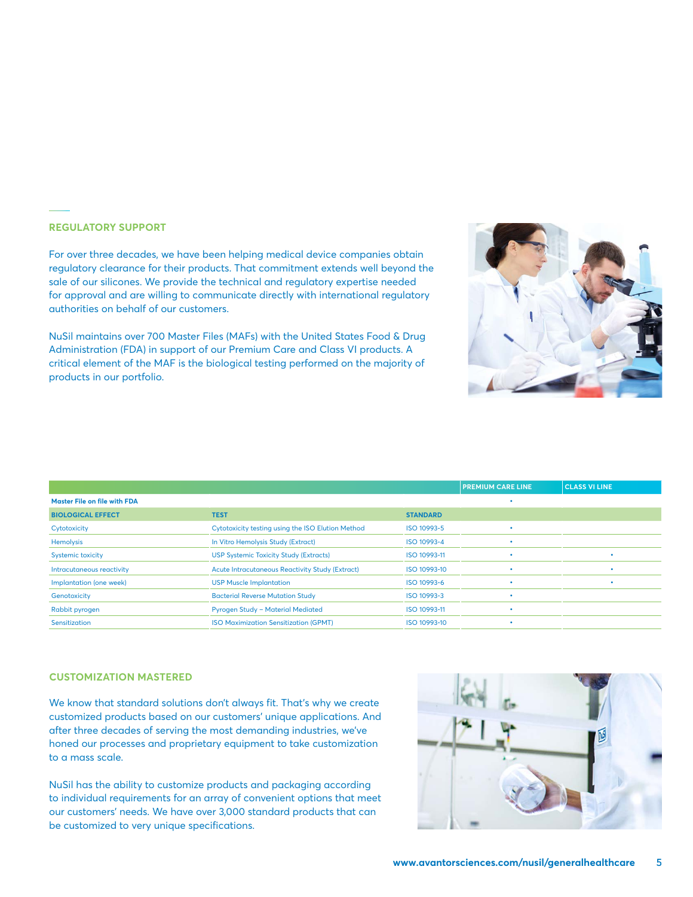## REGULATORY SUPPORT

For over three decades, we have been helping medical device companies obtain regulatory clearance for their products. That commitment extends well beyond the sale of our silicones. We provide the technical and regulatory expertise needed for approval and are willing to communicate directly with international regulatory authorities on behalf of our customers.

NuSil maintains over 700 Master Files (MAFs) with the United States Food & Drug Administration (FDA) in support of our Premium Care and Class VI products. A critical element of the MAF is the biological testing performed on the majority of products in our portfolio.

| | | | PREMIUM CARE LINE | CLASS VI LINE |
|---|---|---|---|---|
| **Master File on file with FDA** | | | • | |
| **BIOLOGICAL EFFECT** | **TEST** | **STANDARD** | | |
| Cytotoxicity | Cytotoxicity testing using the ISO Elution Method | ISO 10993-5 | • | |
| Hemolysis | In Vitro Hemolysis Study (Extract) | ISO 10993-4 | • | |
| Systemic toxicity | USP Systemic Toxicity Study (Extracts) | ISO 10993-11 | • | • |
| Intracutaneous reactivity | Acute Intracutaneous Reactivity Study (Extract) | ISO 10993-10 | • | • |
| Implantation (one week) | USP Muscle Implantation | ISO 10993-6 | • | • |
| Genotoxicity | Bacterial Reverse Mutation Study | ISO 10993-3 | • | |
| Rabbit pyrogen | Pyrogen Study – Material Mediated | ISO 10993-11 | • | |
| Sensitization | ISO Maximization Sensitization (GPMT) | ISO 10993-10 | • | |

## CUSTOMIZATION MASTERED

We know that standard solutions don't always fit. That's why we create customized products based on our customers' unique applications. And after three decades of serving the most demanding industries, we've honed our processes and proprietary equipment to take customization to a mass scale.

NuSil has the ability to customize products and packaging according to individual requirements for an array of convenient options that meet our customers' needs. We have over 3,000 standard products that can be customized to very unique specifications.

www.avantorsciences.com/nusil/generalhealthcare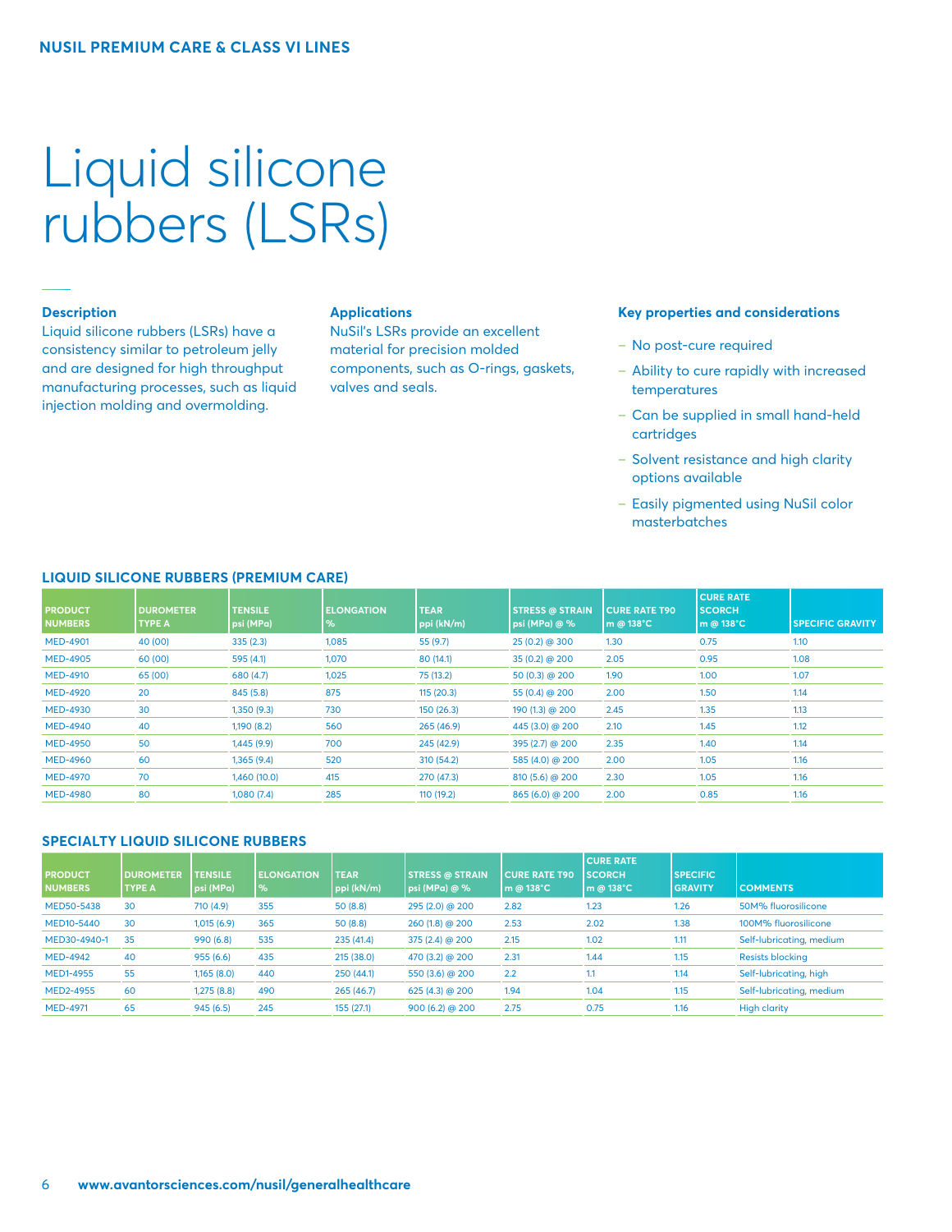# Liquid silicone rubbers (LSRs)

### Description

Liquid silicone rubbers (LSRs) have a consistency similar to petroleum jelly and are designed for high throughput manufacturing processes, such as liquid injection molding and overmolding.

### Applications

NuSil's LSRs provide an excellent material for precision molded components, such as O-rings, gaskets, valves and seals.

### Key properties and considerations

- No post-cure required
- Ability to cure rapidly with increased temperatures
- Can be supplied in small hand-held cartridges
- Solvent resistance and high clarity options available
- Easily pigmented using NuSil color masterbatches

## LIQUID SILICONE RUBBERS (PREMIUM CARE)

| PRODUCT NUMBERS | DUROMETER TYPE A | TENSILE psi (MPa) | ELONGATION % | TEAR ppi (kN/m) | STRESS @ STRAIN psi (MPa) @ % | CURE RATE T90 m @ 138°C | CURE RATE SCORCH m @ 138°C | SPECIFIC GRAVITY |
|---|---|---|---|---|---|---|---|---|
| MED-4901 | 40 (00) | 335 (2.3) | 1,085 | 55 (9.7) | 25 (0.2) @ 300 | 1.30 | 0.75 | 1.10 |
| MED-4905 | 60 (00) | 595 (4.1) | 1,070 | 80 (14.1) | 35 (0.2) @ 200 | 2.05 | 0.95 | 1.08 |
| MED-4910 | 65 (00) | 680 (4.7) | 1,025 | 75 (13.2) | 50 (0.3) @ 200 | 1.90 | 1.00 | 1.07 |
| MED-4920 | 20 | 845 (5.8) | 875 | 115 (20.3) | 55 (0.4) @ 200 | 2.00 | 1.50 | 1.14 |
| MED-4930 | 30 | 1,350 (9.3) | 730 | 150 (26.3) | 190 (1.3) @ 200 | 2.45 | 1.35 | 1.13 |
| MED-4940 | 40 | 1,190 (8.2) | 560 | 265 (46.9) | 445 (3.0) @ 200 | 2.10 | 1.45 | 1.12 |
| MED-4950 | 50 | 1,445 (9.9) | 700 | 245 (42.9) | 395 (2.7) @ 200 | 2.35 | 1.40 | 1.14 |
| MED-4960 | 60 | 1,365 (9.4) | 520 | 310 (54.2) | 585 (4.0) @ 200 | 2.00 | 1.05 | 1.16 |
| MED-4970 | 70 | 1,460 (10.0) | 415 | 270 (47.3) | 810 (5.6) @ 200 | 2.30 | 1.05 | 1.16 |
| MED-4980 | 80 | 1,080 (7.4) | 285 | 110 (19.2) | 865 (6.0) @ 200 | 2.00 | 0.85 | 1.16 |

## SPECIALTY LIQUID SILICONE RUBBERS

| PRODUCT NUMBERS | DUROMETER TYPE A | TENSILE psi (MPa) | ELONGATION % | TEAR ppi (kN/m) | STRESS @ STRAIN psi (MPa) @ % | CURE RATE T90 m @ 138°C | CURE RATE SCORCH m @ 138°C | SPECIFIC GRAVITY | COMMENTS |
|---|---|---|---|---|---|---|---|---|---|
| MED50-5438 | 30 | 710 (4.9) | 355 | 50 (8.8) | 295 (2.0) @ 200 | 2.82 | 1.23 | 1.26 | 50M% fluorosilicone |
| MED10-5440 | 30 | 1,015 (6.9) | 365 | 50 (8.8) | 260 (1.8) @ 200 | 2.53 | 2.02 | 1.38 | 100M% fluorosilicone |
| MED30-4940-1 | 35 | 990 (6.8) | 535 | 235 (41.4) | 375 (2.4) @ 200 | 2.15 | 1.02 | 1.11 | Self-lubricating, medium |
| MED-4942 | 40 | 955 (6.6) | 435 | 215 (38.0) | 470 (3.2) @ 200 | 2.31 | 1.44 | 1.15 | Resists blocking |
| MED1-4955 | 55 | 1,165 (8.0) | 440 | 250 (44.1) | 550 (3.6) @ 200 | 2.2 | 1.1 | 1.14 | Self-lubricating, high |
| MED2-4955 | 60 | 1,275 (8.8) | 490 | 265 (46.7) | 625 (4.3) @ 200 | 1.94 | 1.04 | 1.15 | Self-lubricating, medium |
| MED-4971 | 65 | 945 (6.5) | 245 | 155 (27.1) | 900 (6.2) @ 200 | 2.75 | 0.75 | 1.16 | High clarity |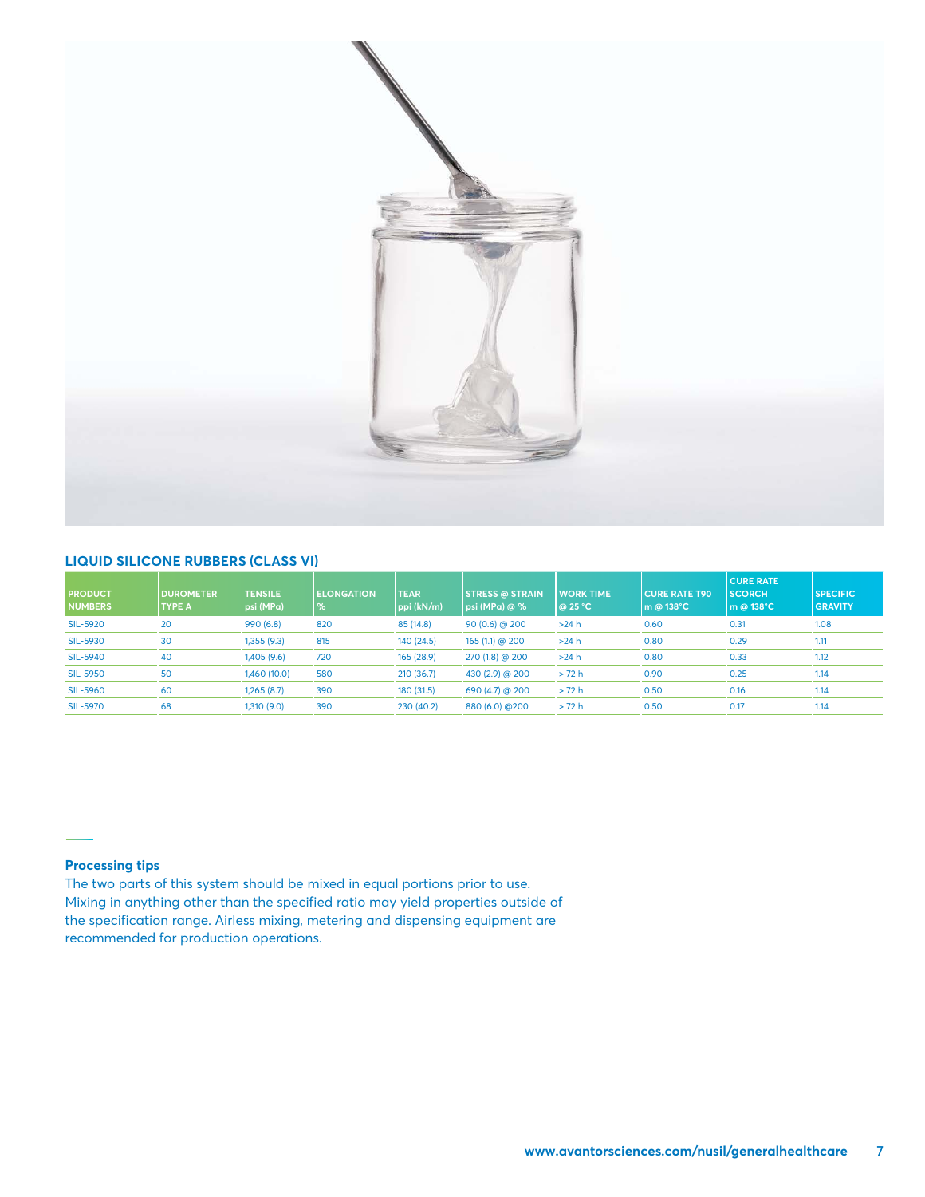## LIQUID SILICONE RUBBERS (CLASS VI)

| PRODUCT NUMBERS | DUROMETER TYPE A | TENSILE psi (MPa) | ELONGATION % | TEAR ppi (kN/m) | STRESS @ STRAIN psi (MPa) @ % | WORK TIME @ 25 °C | CURE RATE T90 m @ 138°C | CURE RATE SCORCH m @ 138°C | SPECIFIC GRAVITY |
|---|---|---|---|---|---|---|---|---|---|
| SIL-5920 | 20 | 990 (6.8) | 820 | 85 (14.8) | 90 (0.6) @ 200 | >24 h | 0.60 | 0.31 | 1.08 |
| SIL-5930 | 30 | 1,355 (9.3) | 815 | 140 (24.5) | 165 (1.1) @ 200 | >24 h | 0.80 | 0.29 | 1.11 |
| SIL-5940 | 40 | 1,405 (9.6) | 720 | 165 (28.9) | 270 (1.8) @ 200 | >24 h | 0.80 | 0.33 | 1.12 |
| SIL-5950 | 50 | 1,460 (10.0) | 580 | 210 (36.7) | 430 (2.9) @ 200 | > 72 h | 0.90 | 0.25 | 1.14 |
| SIL-5960 | 60 | 1,265 (8.7) | 390 | 180 (31.5) | 690 (4.7) @ 200 | > 72 h | 0.50 | 0.16 | 1.14 |
| SIL-5970 | 68 | 1,310 (9.0) | 390 | 230 (40.2) | 880 (6.0) @200 | > 72 h | 0.50 | 0.17 | 1.14 |

### Processing tips

The two parts of this system should be mixed in equal portions prior to use. Mixing in anything other than the specified ratio may yield properties outside of the specification range. Airless mixing, metering and dispensing equipment are recommended for production operations.

www.avantorsciences.com/nusil/generalhealthcare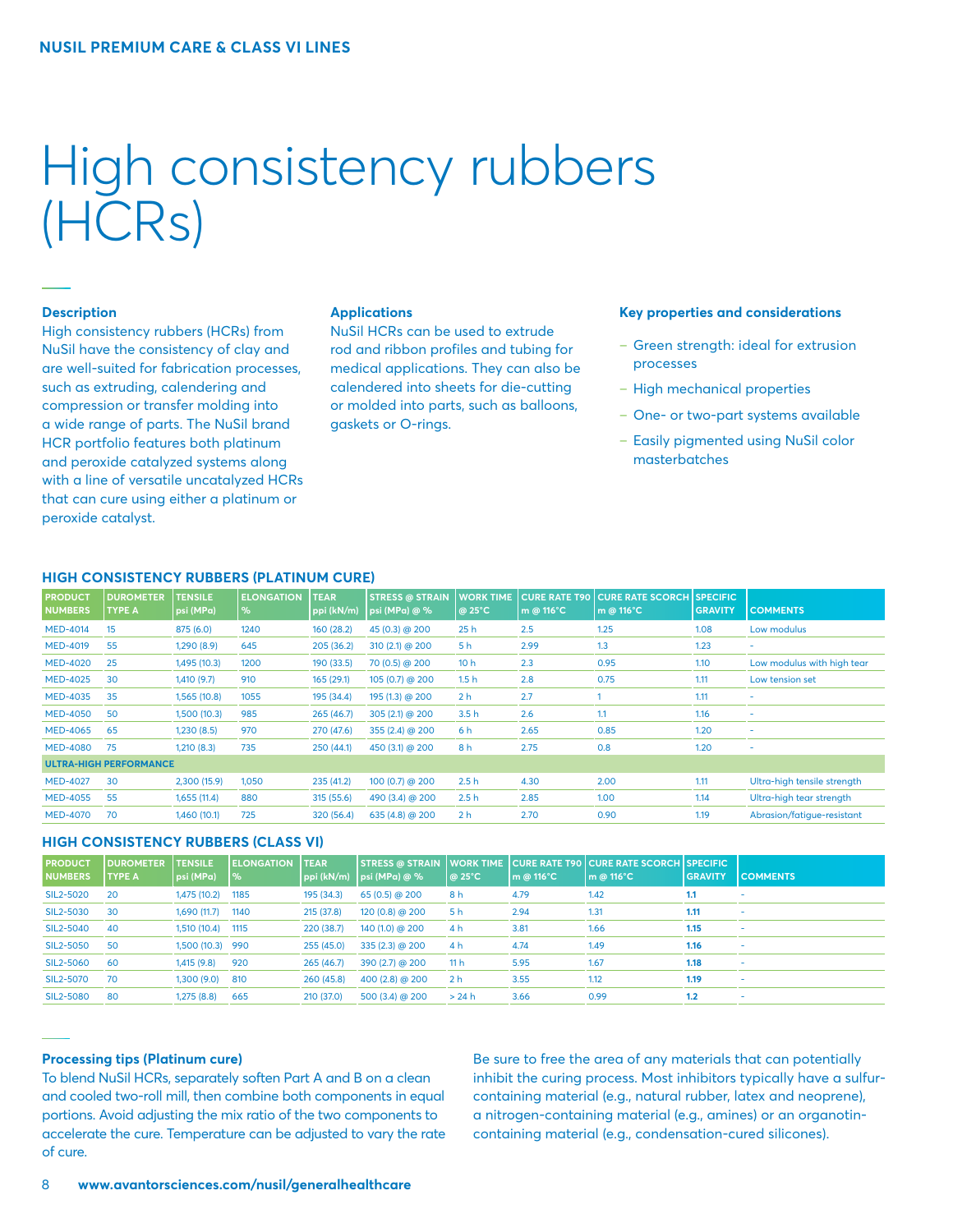# High consistency rubbers (HCRs)

### Description

High consistency rubbers (HCRs) from NuSil have the consistency of clay and are well-suited for fabrication processes, such as extruding, calendering and compression or transfer molding into a wide range of parts. The NuSil brand HCR portfolio features both platinum and peroxide catalyzed systems along with a line of versatile uncatalyzed HCRs that can cure using either a platinum or peroxide catalyst.

### Applications

NuSil HCRs can be used to extrude rod and ribbon profiles and tubing for medical applications. They can also be calendered into sheets for die-cutting or molded into parts, such as balloons, gaskets or O-rings.

### Key properties and considerations

- Green strength: ideal for extrusion processes
- High mechanical properties
- One- or two-part systems available
- Easily pigmented using NuSil color masterbatches

### HIGH CONSISTENCY RUBBERS (PLATINUM CURE)

| PRODUCT NUMBERS | DUROMETER TYPE A | TENSILE psi (MPa) | ELONGATION % | TEAR ppi (kN/m) | STRESS @ STRAIN psi (MPa) @ % | WORK TIME @ 25°C | CURE RATE T90 m @ 116°C | CURE RATE SCORCH m @ 116°C | SPECIFIC GRAVITY | COMMENTS |
|---|---|---|---|---|---|---|---|---|---|---|
| MED-4014 | 15 | 875 (6.0) | 1240 | 160 (28.2) | 45 (0.3) @ 200 | 25 h | 2.5 | 1.25 | 1.08 | Low modulus |
| MED-4019 | 55 | 1,290 (8.9) | 645 | 205 (36.2) | 310 (2.1) @ 200 | 5 h | 2.99 | 1.3 | 1.23 | - |
| MED-4020 | 25 | 1,495 (10.3) | 1200 | 190 (33.5) | 70 (0.5) @ 200 | 10 h | 2.3 | 0.95 | 1.10 | Low modulus with high tear |
| MED-4025 | 30 | 1,410 (9.7) | 910 | 165 (29.1) | 105 (0.7) @ 200 | 1.5 h | 2.8 | 0.75 | 1.11 | Low tension set |
| MED-4035 | 35 | 1,565 (10.8) | 1055 | 195 (34.4) | 195 (1.3) @ 200 | 2 h | 2.7 | 1 | 1.11 | - |
| MED-4050 | 50 | 1,500 (10.3) | 985 | 265 (46.7) | 305 (2.1) @ 200 | 3.5 h | 2.6 | 1.1 | 1.16 | - |
| MED-4065 | 65 | 1,230 (8.5) | 970 | 270 (47.6) | 355 (2.4) @ 200 | 6 h | 2.65 | 0.85 | 1.20 | - |
| MED-4080 | 75 | 1,210 (8.3) | 735 | 250 (44.1) | 450 (3.1) @ 200 | 8 h | 2.75 | 0.8 | 1.20 | - |
| **ULTRA-HIGH PERFORMANCE** | | | | | | | | | | |
| MED-4027 | 30 | 2,300 (15.9) | 1,050 | 235 (41.2) | 100 (0.7) @ 200 | 2.5 h | 4.30 | 2.00 | 1.11 | Ultra-high tensile strength |
| MED-4055 | 55 | 1,655 (11.4) | 880 | 315 (55.6) | 490 (3.4) @ 200 | 2.5 h | 2.85 | 1.00 | 1.14 | Ultra-high tear strength |
| MED-4070 | 70 | 1,460 (10.1) | 725 | 320 (56.4) | 635 (4.8) @ 200 | 2 h | 2.70 | 0.90 | 1.19 | Abrasion/fatigue-resistant |

### HIGH CONSISTENCY RUBBERS (CLASS VI)

| PRODUCT NUMBERS | DUROMETER TYPE A | TENSILE psi (MPa) | ELONGATION % | TEAR ppi (kN/m) | STRESS @ STRAIN psi (MPa) @ % | WORK TIME @ 25°C | CURE RATE T90 m @ 116°C | CURE RATE SCORCH m @ 116°C | SPECIFIC GRAVITY | COMMENTS |
|---|---|---|---|---|---|---|---|---|---|---|
| SIL2-5020 | 20 | 1,475 (10.2) | 1185 | 195 (34.3) | 65 (0.5) @ 200 | 8 h | 4.79 | 1.42 | **1.1** | - |
| SIL2-5030 | 30 | 1,690 (11.7) | 1140 | 215 (37.8) | 120 (0.8) @ 200 | 5 h | 2.94 | 1.31 | **1.11** | - |
| SIL2-5040 | 40 | 1,510 (10.4) | 1115 | 220 (38.7) | 140 (1.0) @ 200 | 4 h | 3.81 | 1.66 | **1.15** | - |
| SIL2-5050 | 50 | 1,500 (10.3) | 990 | 255 (45.0) | 335 (2.3) @ 200 | 4 h | 4.74 | 1.49 | **1.16** | - |
| SIL2-5060 | 60 | 1,415 (9.8) | 920 | 265 (46.7) | 390 (2.7) @ 200 | 11 h | 5.95 | 1.67 | **1.18** | - |
| SIL2-5070 | 70 | 1,300 (9.0) | 810 | 260 (45.8) | 400 (2.8) @ 200 | 2 h | 3.55 | 1.12 | **1.19** | - |
| SIL2-5080 | 80 | 1,275 (8.8) | 665 | 210 (37.0) | 500 (3.4) @ 200 | > 24 h | 3.66 | 0.99 | **1.2** | - |

### Processing tips (Platinum cure)

To blend NuSil HCRs, separately soften Part A and B on a clean and cooled two-roll mill, then combine both components in equal portions. Avoid adjusting the mix ratio of the two components to accelerate the cure. Temperature can be adjusted to vary the rate of cure.

Be sure to free the area of any materials that can potentially inhibit the curing process. Most inhibitors typically have a sulfur-containing material (e.g., natural rubber, latex and neoprene), a nitrogen-containing material (e.g., amines) or an organotin-containing material (e.g., condensation-cured silicones).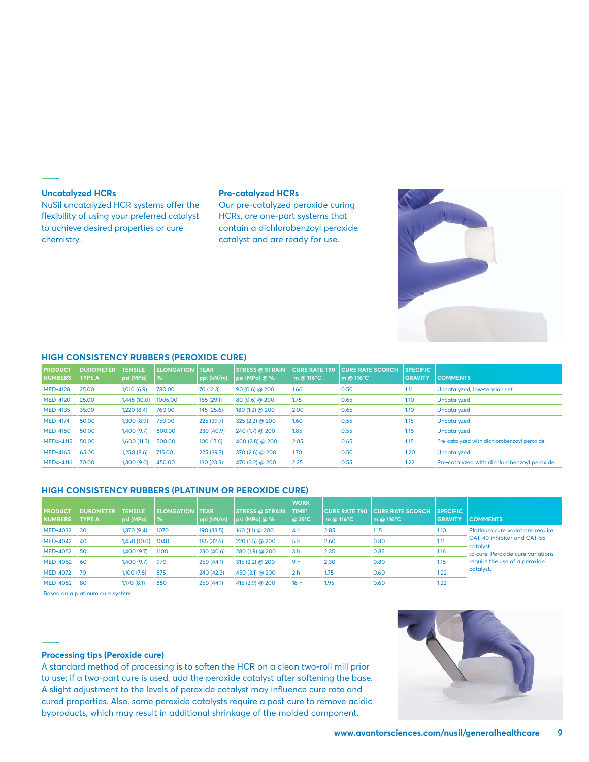### Uncatalyzed HCRs

NuSil uncatalyzed HCR systems offer the flexibility of using your preferred catalyst to achieve desired properties or cure chemistry.

### Pre-catalyzed HCRs

Our pre-catalyzed peroxide curing HCRs, are one-part systems that contain a dichlorobenzoyl peroxide catalyst and are ready for use.

## HIGH CONSISTENCY RUBBERS (PEROXIDE CURE)

| PRODUCT NUMBERS | DUROMETER TYPE A | TENSILE psi (MPa) | ELONGATION % | TEAR ppi (kN/m) | STRESS @ STRAIN psi (MPa) @ % | CURE RATE T90 m @ 116°C | CURE RATE SCORCH m @ 116°C | SPECIFIC GRAVITY | COMMENTS |
|---|---|---|---|---|---|---|---|---|---|
| MED-4128 | 25.00 | 1,010 (6.9) | 780.00 | 70 (12.3) | 90 (0.6) @ 200 | 1.60 | 0.50 | 1.11 | Uncatalyzed, low-tension set |
| MED-4120 | 25.00 | 1,445 (10.0) | 1005.00 | 165 (29.1) | 80 (0.6) @ 200 | 1.75 | 0.65 | 1.10 | Uncatalyzed |
| MED-4135 | 35.00 | 1,220 (8.4) | 760.00 | 145 (25.6) | 180 (1.2) @ 200 | 2.00 | 0.65 | 1.10 | Uncatalyzed |
| MED-4174 | 50.00 | 1,300 (8.9) | 750.00 | 225 (39.7) | 325 (2.2) @ 200 | 1.60 | 0.55 | 1.15 | Uncatalyzed |
| MED-4150 | 50.00 | 1,400 (9.7) | 800.00 | 230 (40.9) | 240 (1.7) @ 200 | 1.85 | 0.55 | 1.16 | Uncatalyzed |
| MED4-4115 | 50.00 | 1,600 (11.3) | 500.00 | 100 (17.6) | 400 (2.8) @ 200 | 2.05 | 0.65 | 1.15 | Pre-catalyzed with dichlorobenzoyl peroxide |
| MED-4165 | 65.00 | 1,250 (8.6) | 715.00 | 225 (39.7) | 370 (2.6) @ 200 | 1.70 | 0.50 | 1.20 | Uncatalyzed |
| MED4-4116 | 70.00 | 1,300 (9.0) | 450.00 | 130 (23.3) | 470 (3.2) @ 200 | 2.25 | 0.55 | 1.22 | Pre-catalyzed with dichlorobenzoyl peroxide |

## HIGH CONSISTENCY RUBBERS (PLATINUM OR PEROXIDE CURE)

| PRODUCT NUMBERS | DUROMETER TYPE A | TENSILE psi (MPa) | ELONGATION % | TEAR ppi (kN/m) | STRESS @ STRAIN psi (MPa) @ % | WORK TIME* @ 25°C | CURE RATE T90 m @ 116°C | CURE RATE SCORCH m @ 116°C | SPECIFIC GRAVITY | COMMENTS |
|---|---|---|---|---|---|---|---|---|---|---|
| MED-4032 | 30 | 1,370 (9.4) | 1070 | 190 (33.5) | 160 (1.1) @ 200 | 4 h | 2.85 | 1.15 | 1.10 | Platinum cure variations require CAT-40 inhibitor and CAT-55 catalyst to cure. Peroxide cure variations require the use of a peroxide catalyst. |
| MED-4042 | 40 | 1,450 (10.0) | 1040 | 185 (32.6) | 220 (1.5) @ 200 | 5 h | 2.60 | 0.80 | 1.11 | |
| MED-4052 | 50 | 1,400 (9.7) | 1100 | 230 (40.6) | 280 (1.9) @ 200 | 3 h | 2.35 | 0.85 | 1.16 | |
| MED-4062 | 60 | 1,400 (9.7) | 970 | 250 (44.1) | 315 (2.2) @ 200 | 9 h | 2.30 | 0.80 | 1.16 | |
| MED-4072 | 70 | 1,100 (7.6) | 875 | 240 (42.3) | 450 (3.1) @ 200 | 2 h | 1.75 | 0.60 | 1.22 | |
| MED-4082 | 80 | 1,170 (8.1) | 850 | 250 (44.1) | 415 (2.9) @ 200 | 18 h | 1.95 | 0.60 | 1.22 | |

*Based on a platinum cure system

### Processing tips (Peroxide cure)

A standard method of processing is to soften the HCR on a clean two-roll mill prior to use; if a two-part cure is used, add the peroxide catalyst after softening the base. A slight adjustment to the levels of peroxide catalyst may influence cure rate and cured properties. Also, some peroxide catalysts require a post cure to remove acidic byproducts, which may result in additional shrinkage of the molded component.

www.avantorsciences.com/nusil/generalhealthcare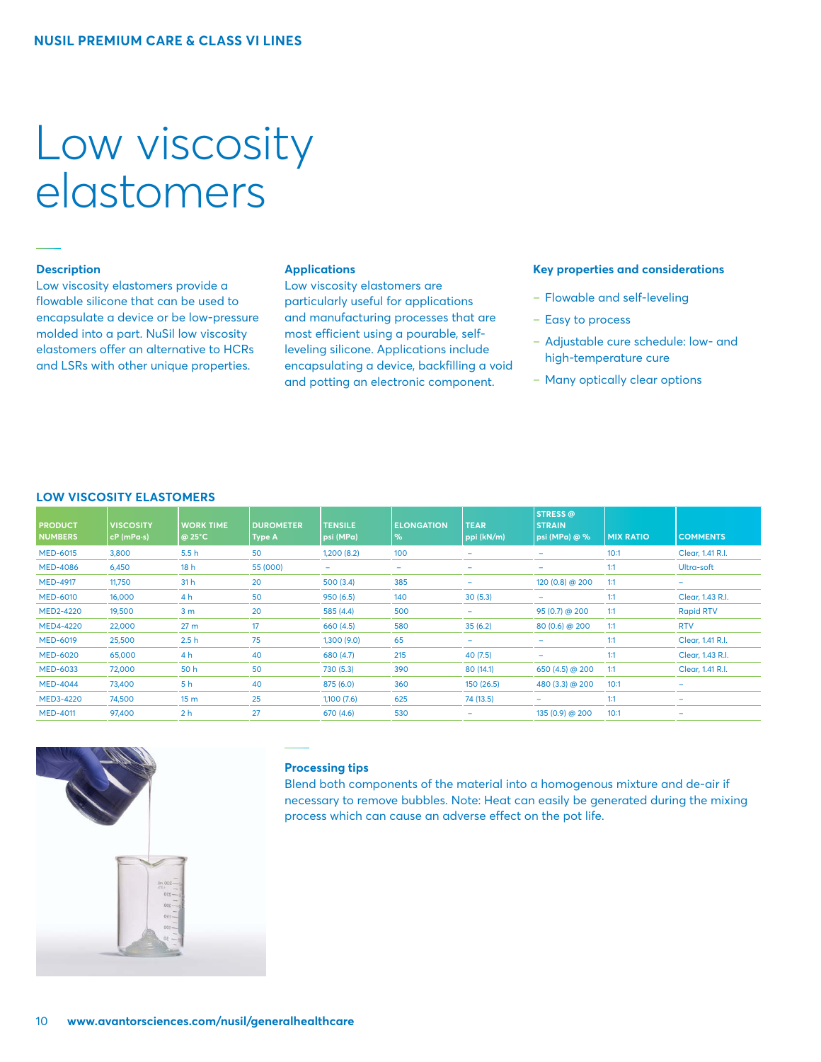# Low viscosity elastomers

### Description

Low viscosity elastomers provide a flowable silicone that can be used to encapsulate a device or be low-pressure molded into a part. NuSil low viscosity elastomers offer an alternative to HCRs and LSRs with other unique properties.

### Applications

Low viscosity elastomers are particularly useful for applications and manufacturing processes that are most efficient using a pourable, self-leveling silicone. Applications include encapsulating a device, backfilling a void and potting an electronic component.

### Key properties and considerations

- Flowable and self-leveling
- Easy to process
- Adjustable cure schedule: low- and high-temperature cure
- Many optically clear options

## LOW VISCOSITY ELASTOMERS

| PRODUCT NUMBERS | VISCOSITY cP (mPa·s) | WORK TIME @ 25°C | DUROMETER Type A | TENSILE psi (MPa) | ELONGATION % | TEAR ppi (kN/m) | STRESS @ STRAIN psi (MPa) @ % | MIX RATIO | COMMENTS |
|---|---|---|---|---|---|---|---|---|---|
| MED-6015 | 3,800 | 5.5 h | 50 | 1,200 (8.2) | 100 | – | – | 10:1 | Clear, 1.41 R.I. |
| MED-4086 | 6,450 | 18 h | 55 (000) | – | – | – | – | 1:1 | Ultra-soft |
| MED-4917 | 11,750 | 31 h | 20 | 500 (3.4) | 385 | – | 120 (0.8) @ 200 | 1:1 | – |
| MED-6010 | 16,000 | 4 h | 50 | 950 (6.5) | 140 | 30 (5.3) | – | 1:1 | Clear, 1.43 R.I. |
| MED2-4220 | 19,500 | 3 m | 20 | 585 (4.4) | 500 | – | 95 (0.7) @ 200 | 1:1 | Rapid RTV |
| MED4-4220 | 22,000 | 27 m | 17 | 660 (4.5) | 580 | 35 (6.2) | 80 (0.6) @ 200 | 1:1 | RTV |
| MED-6019 | 25,500 | 2.5 h | 75 | 1,300 (9.0) | 65 | – | – | 1:1 | Clear, 1.41 R.I. |
| MED-6020 | 65,000 | 4 h | 40 | 680 (4.7) | 215 | 40 (7.5) | – | 1:1 | Clear, 1.43 R.I. |
| MED-6033 | 72,000 | 50 h | 50 | 730 (5.3) | 390 | 80 (14.1) | 650 (4.5) @ 200 | 1:1 | Clear, 1.41 R.I. |
| MED-4044 | 73,400 | 5 h | 40 | 875 (6.0) | 360 | 150 (26.5) | 480 (3.3) @ 200 | 10:1 | – |
| MED3-4220 | 74,500 | 15 m | 25 | 1,100 (7.6) | 625 | 74 (13.5) | – | 1:1 | – |
| MED-4011 | 97,400 | 2 h | 27 | 670 (4.6) | 530 | – | 135 (0.9) @ 200 | 10:1 | – |

### Processing tips

Blend both components of the material into a homogenous mixture and de-air if necessary to remove bubbles. Note: Heat can easily be generated during the mixing process which can cause an adverse effect on the pot life.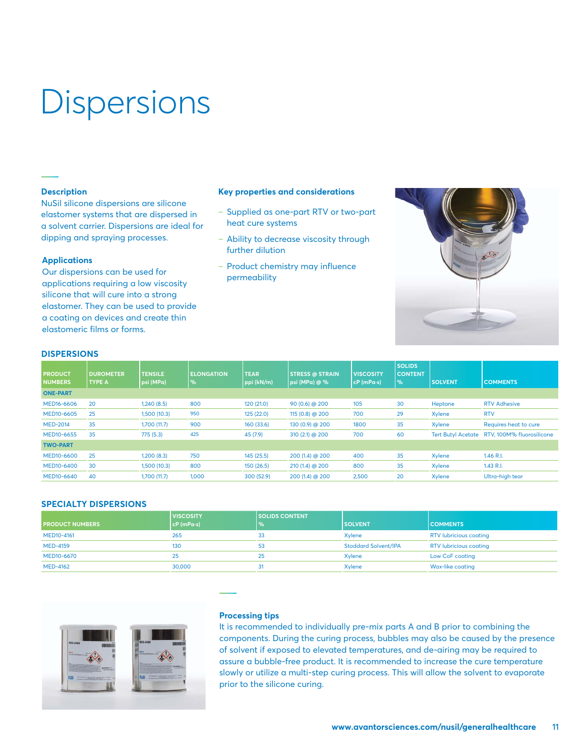# Dispersions

### Description

NuSil silicone dispersions are silicone elastomer systems that are dispersed in a solvent carrier. Dispersions are ideal for dipping and spraying processes.

### Applications

Our dispersions can be used for applications requiring a low viscosity silicone that will cure into a strong elastomer. They can be used to provide a coating on devices and create thin elastomeric films or forms.

### Key properties and considerations

- Supplied as one-part RTV or two-part heat cure systems
- Ability to decrease viscosity through further dilution
- Product chemistry may influence permeability

## DISPERSIONS

| PRODUCT NUMBERS | DUROMETER TYPE A | TENSILE psi (MPa) | ELONGATION % | TEAR ppi (kN/m) | STRESS @ STRAIN psi (MPa) @ % | VISCOSITY cP (mPa·s) | SOLIDS CONTENT % | SOLVENT | COMMENTS |
|---|---|---|---|---|---|---|---|---|---|
| **ONE-PART** | | | | | | | | | |
| MED16-6606 | 20 | 1,240 (8.5) | 800 | 120 (21.0) | 90 (0.6) @ 200 | 105 | 30 | Heptane | RTV Adhesive |
| MED10-6605 | 25 | 1,500 (10.3) | 950 | 125 (22.0) | 115 (0.8) @ 200 | 700 | 29 | Xylene | RTV |
| MED-2014 | 35 | 1,700 (11.7) | 900 | 160 (33.6) | 130 (0.9) @ 200 | 1800 | 35 | Xylene | Requires heat to cure |
| MED10-6655 | 35 | 775 (5.3) | 425 | 45 (7.9) | 310 (2.1) @ 200 | 700 | 60 | Tert Butyl Acetate | RTV, 100M% fluorosilicone |
| **TWO-PART** | | | | | | | | | |
| MED10-6600 | 25 | 1,200 (8.3) | 750 | 145 (25.5) | 200 (1.4) @ 200 | 400 | 35 | Xylene | 1.46 R.I. |
| MED10-6400 | 30 | 1,500 (10.3) | 800 | 150 (26.5) | 210 (1.4) @ 200 | 800 | 35 | Xylene | 1.43 R.I. |
| MED10-6640 | 40 | 1,700 (11.7) | 1,000 | 300 (52.9) | 200 (1.4) @ 200 | 2,500 | 20 | Xylene | Ultra-high tear |

## SPECIALTY DISPERSIONS

| PRODUCT NUMBERS | VISCOSITY cP (mPa·s) | SOLIDS CONTENT % | SOLVENT | COMMENTS |
|---|---|---|---|---|
| MED10-4161 | 265 | 33 | Xylene | RTV lubricious coating |
| MED-4159 | 130 | 53 | Stoddard Solvent/IPA | RTV lubricious coating |
| MED10-6670 | 25 | 25 | Xylene | Low CoF coating |
| MED-4162 | 30,000 | 31 | Xylene | Wax-like coating |

### Processing tips

It is recommended to individually pre-mix parts A and B prior to combining the components. During the curing process, bubbles may also be caused by the presence of solvent if exposed to elevated temperatures, and de-airing may be required to assure a bubble-free product. It is recommended to increase the cure temperature slowly or utilize a multi-step curing process. This will allow the solvent to evaporate prior to the silicone curing.

www.avantorsciences.com/nusil/generalhealthcare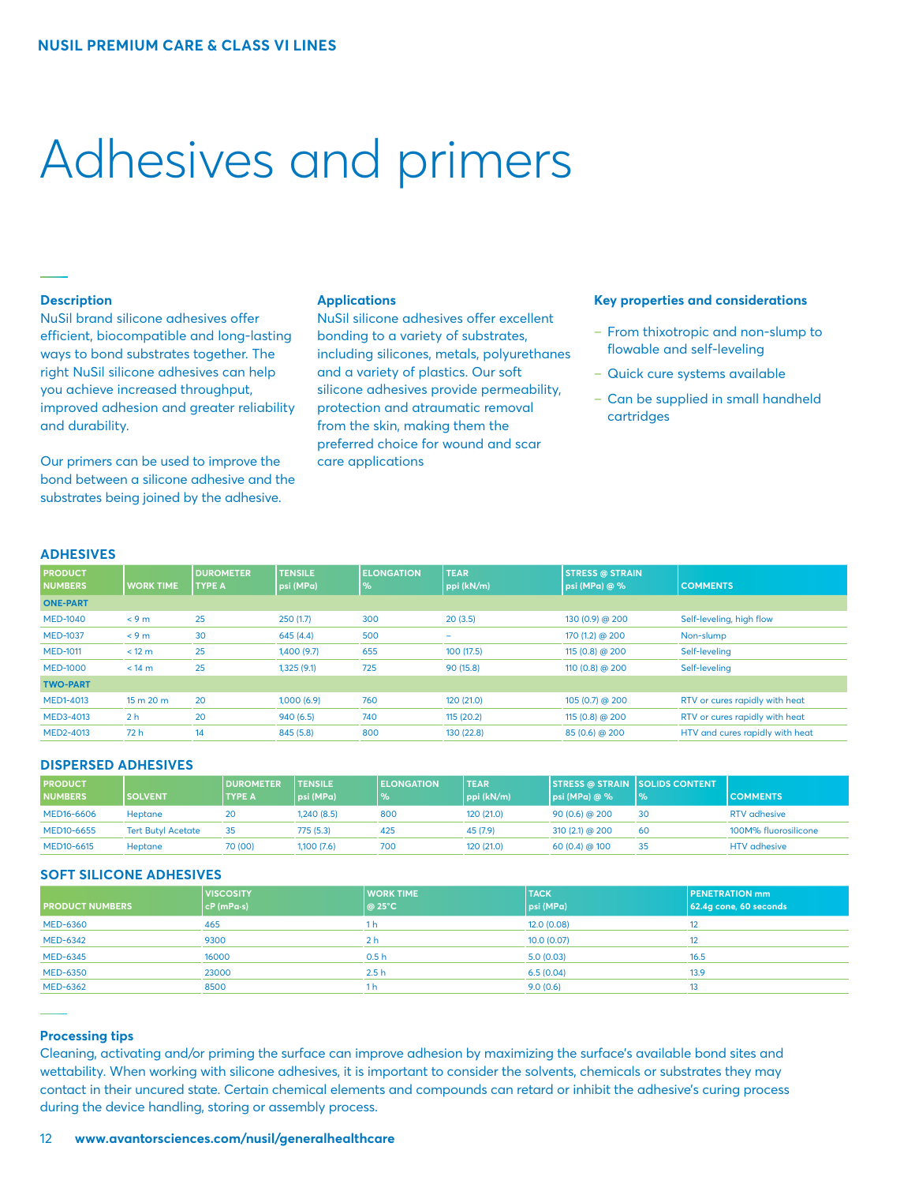# Adhesives and primers

### Description

NuSil brand silicone adhesives offer efficient, biocompatible and long-lasting ways to bond substrates together. The right NuSil silicone adhesives can help you achieve increased throughput, improved adhesion and greater reliability and durability.

Our primers can be used to improve the bond between a silicone adhesive and the substrates being joined by the adhesive.

### Applications

NuSil silicone adhesives offer excellent bonding to a variety of substrates, including silicones, metals, polyurethanes and a variety of plastics. Our soft silicone adhesives provide permeability, protection and atraumatic removal from the skin, making them the preferred choice for wound and scar care applications

### Key properties and considerations

- From thixotropic and non-slump to flowable and self-leveling
- Quick cure systems available
- Can be supplied in small handheld cartridges

## ADHESIVES

| PRODUCT NUMBERS | WORK TIME | DUROMETER TYPE A | TENSILE psi (MPa) | ELONGATION % | TEAR ppi (kN/m) | STRESS @ STRAIN psi (MPa) @ % | COMMENTS |
|---|---|---|---|---|---|---|---|
| **ONE-PART** | | | | | | | |
| MED-1040 | < 9 m | 25 | 250 (1.7) | 300 | 20 (3.5) | 130 (0.9) @ 200 | Self-leveling, high flow |
| MED-1037 | < 9 m | 30 | 645 (4.4) | 500 | – | 170 (1.2) @ 200 | Non-slump |
| MED-1011 | < 12 m | 25 | 1,400 (9.7) | 655 | 100 (17.5) | 115 (0.8) @ 200 | Self-leveling |
| MED-1000 | < 14 m | 25 | 1,325 (9.1) | 725 | 90 (15.8) | 110 (0.8) @ 200 | Self-leveling |
| **TWO-PART** | | | | | | | |
| MED1-4013 | 15 m 20 m | 20 | 1,000 (6.9) | 760 | 120 (21.0) | 105 (0.7) @ 200 | RTV or cures rapidly with heat |
| MED3-4013 | 2 h | 20 | 940 (6.5) | 740 | 115 (20.2) | 115 (0.8) @ 200 | RTV or cures rapidly with heat |
| MED2-4013 | 72 h | 14 | 845 (5.8) | 800 | 130 (22.8) | 85 (0.6) @ 200 | HTV and cures rapidly with heat |

## DISPERSED ADHESIVES

| PRODUCT NUMBERS | SOLVENT | DUROMETER TYPE A | TENSILE psi (MPa) | ELONGATION % | TEAR ppi (kN/m) | STRESS @ STRAIN psi (MPa) @ % | SOLIDS CONTENT % | COMMENTS |
|---|---|---|---|---|---|---|---|---|
| MED16-6606 | Heptane | 20 | 1,240 (8.5) | 800 | 120 (21.0) | 90 (0.6) @ 200 | 30 | RTV adhesive |
| MED10-6655 | Tert Butyl Acetate | 35 | 775 (5.3) | 425 | 45 (7.9) | 310 (2.1) @ 200 | 60 | 100M% fluorosilicone |
| MED10-6615 | Heptane | 70 (00) | 1,100 (7.6) | 700 | 120 (21.0) | 60 (0.4) @ 100 | 35 | HTV adhesive |

## SOFT SILICONE ADHESIVES

| PRODUCT NUMBERS | VISCOSITY cP (mPa·s) | WORK TIME @ 25°C | TACK psi (MPa) | PENETRATION mm 62.4g cone, 60 seconds |
|---|---|---|---|---|
| MED-6360 | 465 | 1 h | 12.0 (0.08) | 12 |
| MED-6342 | 9300 | 2 h | 10.0 (0.07) | 12 |
| MED-6345 | 16000 | 0.5 h | 5.0 (0.03) | 16.5 |
| MED-6350 | 23000 | 2.5 h | 6.5 (0.04) | 13.9 |
| MED-6362 | 8500 | 1 h | 9.0 (0.6) | 13 |

### Processing tips

Cleaning, activating and/or priming the surface can improve adhesion by maximizing the surface's available bond sites and wettability. When working with silicone adhesives, it is important to consider the solvents, chemicals or substrates they may contact in their uncured state. Certain chemical elements and compounds can retard or inhibit the adhesive's curing process during the device handling, storing or assembly process.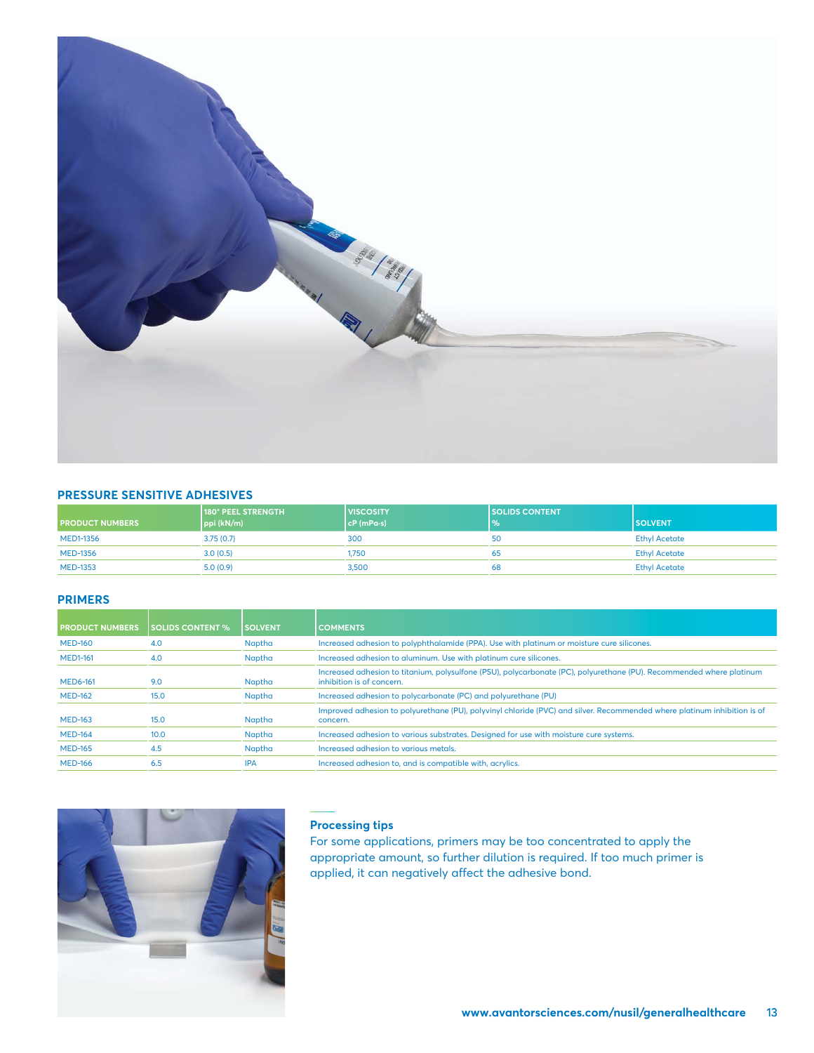## PRESSURE SENSITIVE ADHESIVES

| PRODUCT NUMBERS | 180° PEEL STRENGTH ppi (kN/m) | VISCOSITY cP (mPa·s) | SOLIDS CONTENT % | SOLVENT |
|---|---|---|---|---|
| MED1-1356 | 3.75 (0.7) | 300 | 50 | Ethyl Acetate |
| MED-1356 | 3.0 (0.5) | 1,750 | 65 | Ethyl Acetate |
| MED-1353 | 5.0 (0.9) | 3,500 | 68 | Ethyl Acetate |

## PRIMERS

| PRODUCT NUMBERS | SOLIDS CONTENT % | SOLVENT | COMMENTS |
|---|---|---|---|
| MED-160 | 4.0 | Naptha | Increased adhesion to polyphthalamide (PPA). Use with platinum or moisture cure silicones. |
| MED1-161 | 4.0 | Naptha | Increased adhesion to aluminum. Use with platinum cure silicones. |
| MED6-161 | 9.0 | Naptha | Increased adhesion to titanium, polysulfone (PSU), polycarbonate (PC), polyurethane (PU). Recommended where platinum inhibition is of concern. |
| MED-162 | 15.0 | Naptha | Increased adhesion to polycarbonate (PC) and polyurethane (PU) |
| MED-163 | 15.0 | Naptha | Improved adhesion to polyurethane (PU), polyvinyl chloride (PVC) and silver. Recommended where platinum inhibition is of concern. |
| MED-164 | 10.0 | Naptha | Increased adhesion to various substrates. Designed for use with moisture cure systems. |
| MED-165 | 4.5 | Naptha | Increased adhesion to various metals. |
| MED-166 | 6.5 | IPA | Increased adhesion to, and is compatible with, acrylics. |

### Processing tips

For some applications, primers may be too concentrated to apply the appropriate amount, so further dilution is required. If too much primer is applied, it can negatively affect the adhesive bond.

www.avantorsciences.com/nusil/generalhealthcare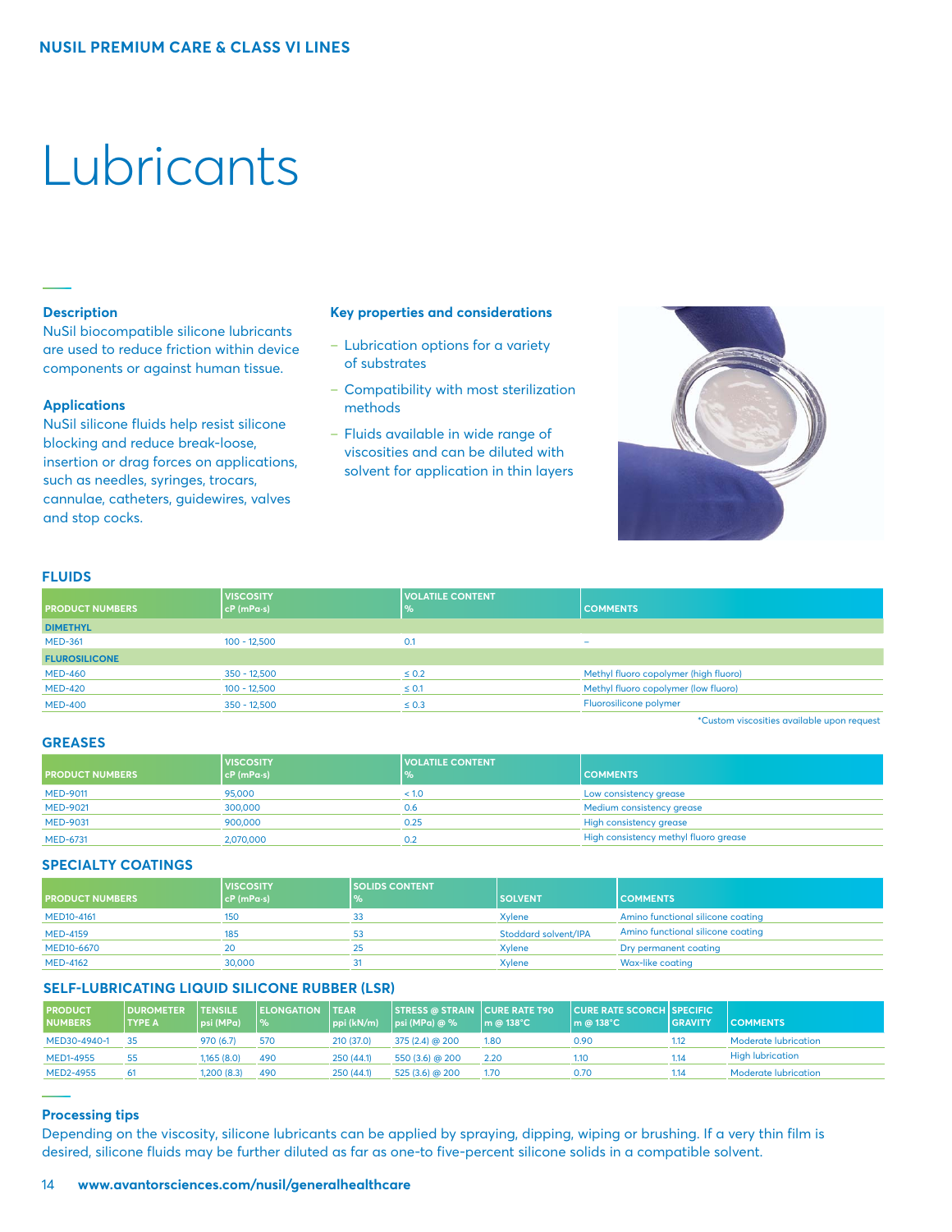# Lubricants

### Description

NuSil biocompatible silicone lubricants are used to reduce friction within device components or against human tissue.

### Applications

NuSil silicone fluids help resist silicone blocking and reduce break-loose, insertion or drag forces on applications, such as needles, syringes, trocars, cannulae, catheters, guidewires, valves and stop cocks.

### Key properties and considerations

- Lubrication options for a variety of substrates
- Compatibility with most sterilization methods
- Fluids available in wide range of viscosities and can be diluted with solvent for application in thin layers

## FLUIDS

| PRODUCT NUMBERS | VISCOSITY cP (mPa·s) | VOLATILE CONTENT % | COMMENTS |
|---|---|---|---|
| **DIMETHYL** | | | |
| MED-361 | 100 - 12,500 | 0.1 | – |
| **FLUROSILICONE** | | | |
| MED-460 | 350 - 12,500 | ≤ 0.2 | Methyl fluoro copolymer (high fluoro) |
| MED-420 | 100 - 12,500 | ≤ 0.1 | Methyl fluoro copolymer (low fluoro) |
| MED-400 | 350 - 12,500 | ≤ 0.3 | Fluorosilicone polymer |

*Custom viscosities available upon request

## GREASES

| PRODUCT NUMBERS | VISCOSITY cP (mPa·s) | VOLATILE CONTENT % | COMMENTS |
|---|---|---|---|
| MED-9011 | 95,000 | < 1.0 | Low consistency grease |
| MED-9021 | 300,000 | 0.6 | Medium consistency grease |
| MED-9031 | 900,000 | 0.25 | High consistency grease |
| MED-6731 | 2,070,000 | 0.2 | High consistency methyl fluoro grease |

## SPECIALTY COATINGS

| PRODUCT NUMBERS | VISCOSITY cP (mPa·s) | SOLIDS CONTENT % | SOLVENT | COMMENTS |
|---|---|---|---|---|
| MED10-4161 | 150 | 33 | Xylene | Amino functional silicone coating |
| MED-4159 | 185 | 53 | Stoddard solvent/IPA | Amino functional silicone coating |
| MED10-6670 | 20 | 25 | Xylene | Dry permanent coating |
| MED-4162 | 30,000 | 31 | Xylene | Wax-like coating |

## SELF-LUBRICATING LIQUID SILICONE RUBBER (LSR)

| PRODUCT NUMBERS | DUROMETER TYPE A | TENSILE psi (MPa) | ELONGATION % | TEAR ppi (kN/m) | STRESS @ STRAIN psi (MPa) @ % | CURE RATE T90 m @ 138°C | CURE RATE SCORCH m @ 138°C | SPECIFIC GRAVITY | COMMENTS |
|---|---|---|---|---|---|---|---|---|---|
| MED30-4940-1 | 35 | 970 (6.7) | 570 | 210 (37.0) | 375 (2.4) @ 200 | 1.80 | 0.90 | 1.12 | Moderate lubrication |
| MED1-4955 | 55 | 1,165 (8.0) | 490 | 250 (44.1) | 550 (3.6) @ 200 | 2.20 | 1.10 | 1.14 | High lubrication |
| MED2-4955 | 61 | 1,200 (8.3) | 490 | 250 (44.1) | 525 (3.6) @ 200 | 1.70 | 0.70 | 1.14 | Moderate lubrication |

### Processing tips

Depending on the viscosity, silicone lubricants can be applied by spraying, dipping, wiping or brushing. If a very thin film is desired, silicone fluids may be further diluted as far as one-to five-percent silicone solids in a compatible solvent.

www.avantorsciences.com/nusil/generalhealthcare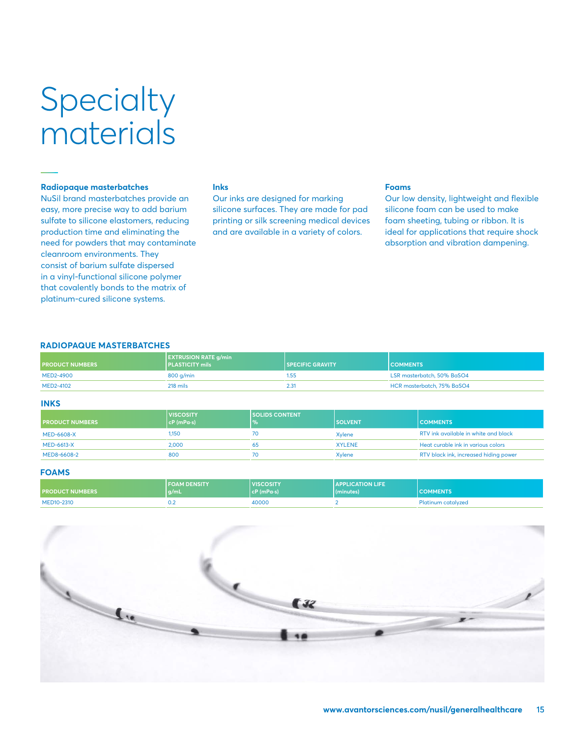# Specialty materials

### Radiopaque masterbatches

NuSil brand masterbatches provide an easy, more precise way to add barium sulfate to silicone elastomers, reducing production time and eliminating the need for powders that may contaminate cleanroom environments. They consist of barium sulfate dispersed in a vinyl-functional silicone polymer that covalently bonds to the matrix of platinum-cured silicone systems.

### Inks

Our inks are designed for marking silicone surfaces. They are made for pad printing or silk screening medical devices and are available in a variety of colors.

### Foams

Our low density, lightweight and flexible silicone foam can be used to make foam sheeting, tubing or ribbon. It is ideal for applications that require shock absorption and vibration dampening.

## RADIOPAQUE MASTERBATCHES

| PRODUCT NUMBERS | EXTRUSION RATE g/min PLASTICITY mils | SPECIFIC GRAVITY | COMMENTS |
|---|---|---|---|
| MED2-4900 | 800 g/min | 1.55 | LSR masterbatch, 50% $BaSO_4$ |
| MED2-4102 | 218 mils | 2.31 | HCR masterbatch, 75% $BaSO_4$ |

## INKS

| PRODUCT NUMBERS | VISCOSITY cP (mPa·s) | SOLIDS CONTENT % | SOLVENT | COMMENTS |
|---|---|---|---|---|
| MED-6608-X | 1,150 | 70 | Xylene | RTV ink available in white and black |
| MED-6613-X | 2,000 | 65 | XYLENE | Heat curable ink in various colors |
| MED8-6608-2 | 800 | 70 | Xylene | RTV black ink, increased hiding power |

## FOAMS

| PRODUCT NUMBERS | FOAM DENSITY g/mL | VISCOSITY cP (mPa·s) | APPLICATION LIFE (minutes) | COMMENTS |
|---|---|---|---|---|
| MED10-2310 | 0.2 | 40000 | 2 | Platinum catalyzed |

www.avantorsciences.com/nusil/generalhealthcare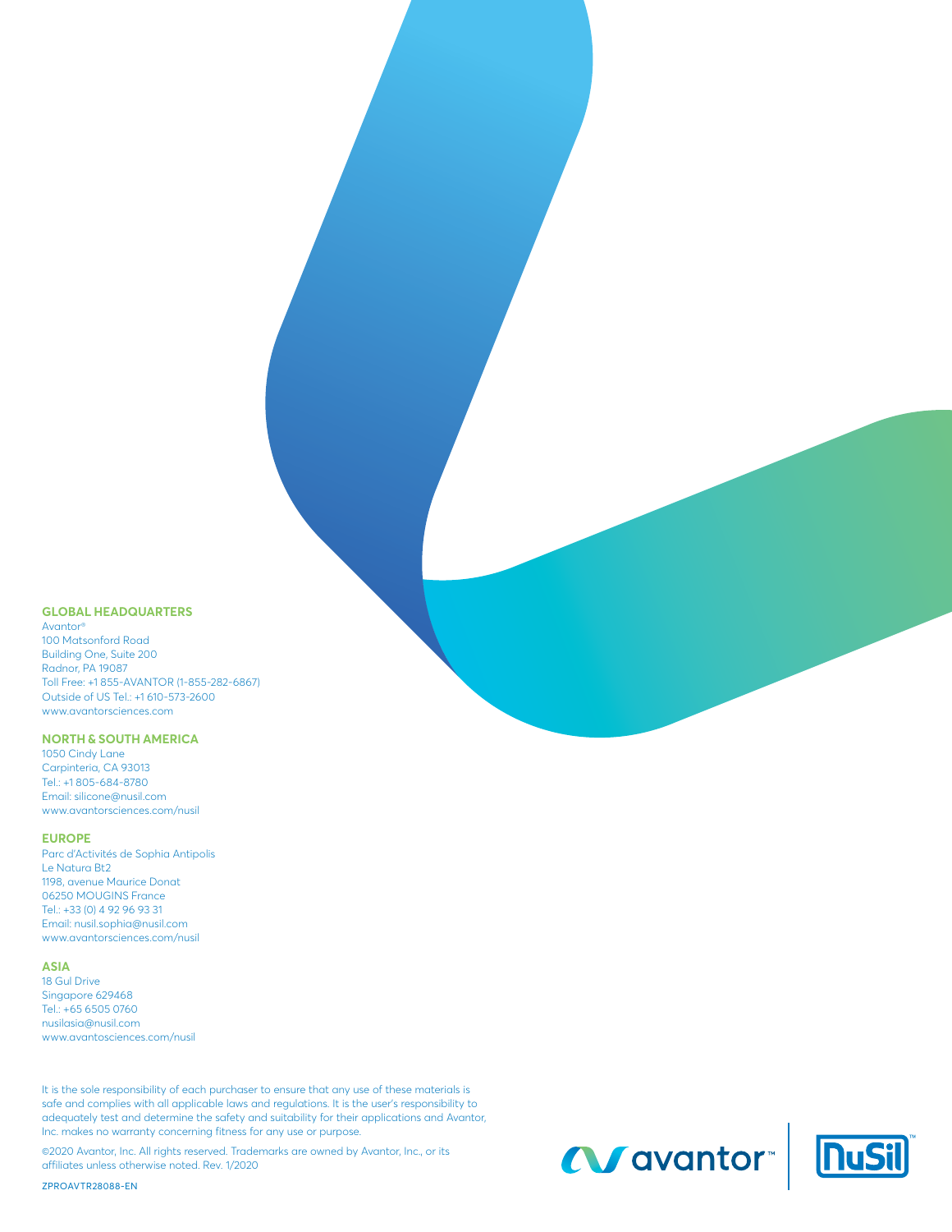**GLOBAL HEADQUARTERS**

Avantor®
100 Matsonford Road
Building One, Suite 200
Radnor, PA 19087
Toll Free: +1 855-AVANTOR (1-855-282-6867)
Outside of US Tel.: +1 610-573-2600
www.avantorsciences.com

**NORTH & SOUTH AMERICA**

1050 Cindy Lane
Carpinteria, CA 93013
Tel.: +1 805-684-8780
Email: silicone@nusil.com
www.avantorsciences.com/nusil

**EUROPE**

Parc d'Activités de Sophia Antipolis
Le Natura Bt2
1198, avenue Maurice Donat
06250 MOUGINS France
Tel.: +33 (0) 4 92 96 93 31
Email: nusil.sophia@nusil.com
www.avantorsciences.com/nusil

**ASIA**

18 Gul Drive
Singapore 629468
Tel.: +65 6505 0760
nusilasia@nusil.com
www.avantosciences.com/nusil

It is the sole responsibility of each purchaser to ensure that any use of these materials is safe and complies with all applicable laws and regulations. It is the user's responsibility to adequately test and determine the safety and suitability for their applications and Avantor, Inc. makes no warranty concerning fitness for any use or purpose.

©2020 Avantor, Inc. All rights reserved. Trademarks are owned by Avantor, Inc., or its affiliates unless otherwise noted. Rev. 1/2020

avantor™ | NuSil™

ZPROAVTR28088-EN